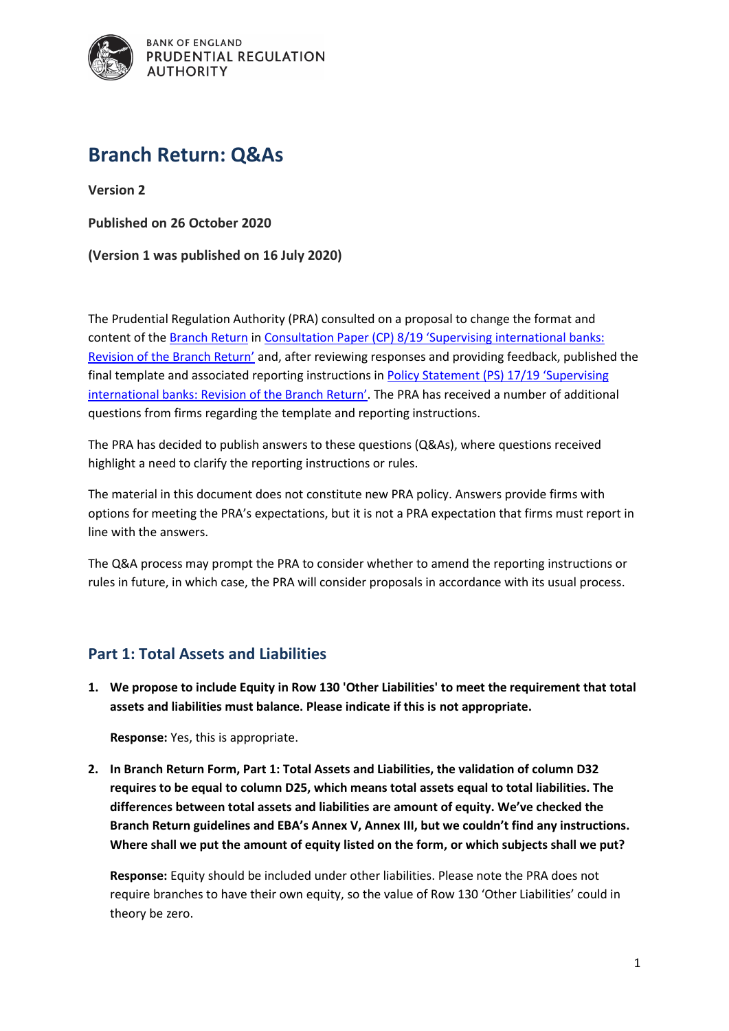BANK OF ENGLAND
PRUDENTIAL REGULATION
AUTHORITY

# Branch Return: Q&As

**Version 2**

**Published on 26 October 2020**

**(Version 1 was published on 16 July 2020)**

The Prudential Regulation Authority (PRA) consulted on a proposal to change the format and content of the Branch Return in Consultation Paper (CP) 8/19 'Supervising international banks: Revision of the Branch Return' and, after reviewing responses and providing feedback, published the final template and associated reporting instructions in Policy Statement (PS) 17/19 'Supervising international banks: Revision of the Branch Return'. The PRA has received a number of additional questions from firms regarding the template and reporting instructions.

The PRA has decided to publish answers to these questions (Q&As), where questions received highlight a need to clarify the reporting instructions or rules.

The material in this document does not constitute new PRA policy. Answers provide firms with options for meeting the PRA's expectations, but it is not a PRA expectation that firms must report in line with the answers.

The Q&A process may prompt the PRA to consider whether to amend the reporting instructions or rules in future, in which case, the PRA will consider proposals in accordance with its usual process.

## Part 1: Total Assets and Liabilities

1. **We propose to include Equity in Row 130 'Other Liabilities' to meet the requirement that total assets and liabilities must balance. Please indicate if this is not appropriate.**

   **Response:** Yes, this is appropriate.

2. **In Branch Return Form, Part 1: Total Assets and Liabilities, the validation of column D32 requires to be equal to column D25, which means total assets equal to total liabilities. The differences between total assets and liabilities are amount of equity. We've checked the Branch Return guidelines and EBA's Annex V, Annex III, but we couldn't find any instructions. Where shall we put the amount of equity listed on the form, or which subjects shall we put?**

   **Response:** Equity should be included under other liabilities. Please note the PRA does not require branches to have their own equity, so the value of Row 130 'Other Liabilities' could in theory be zero.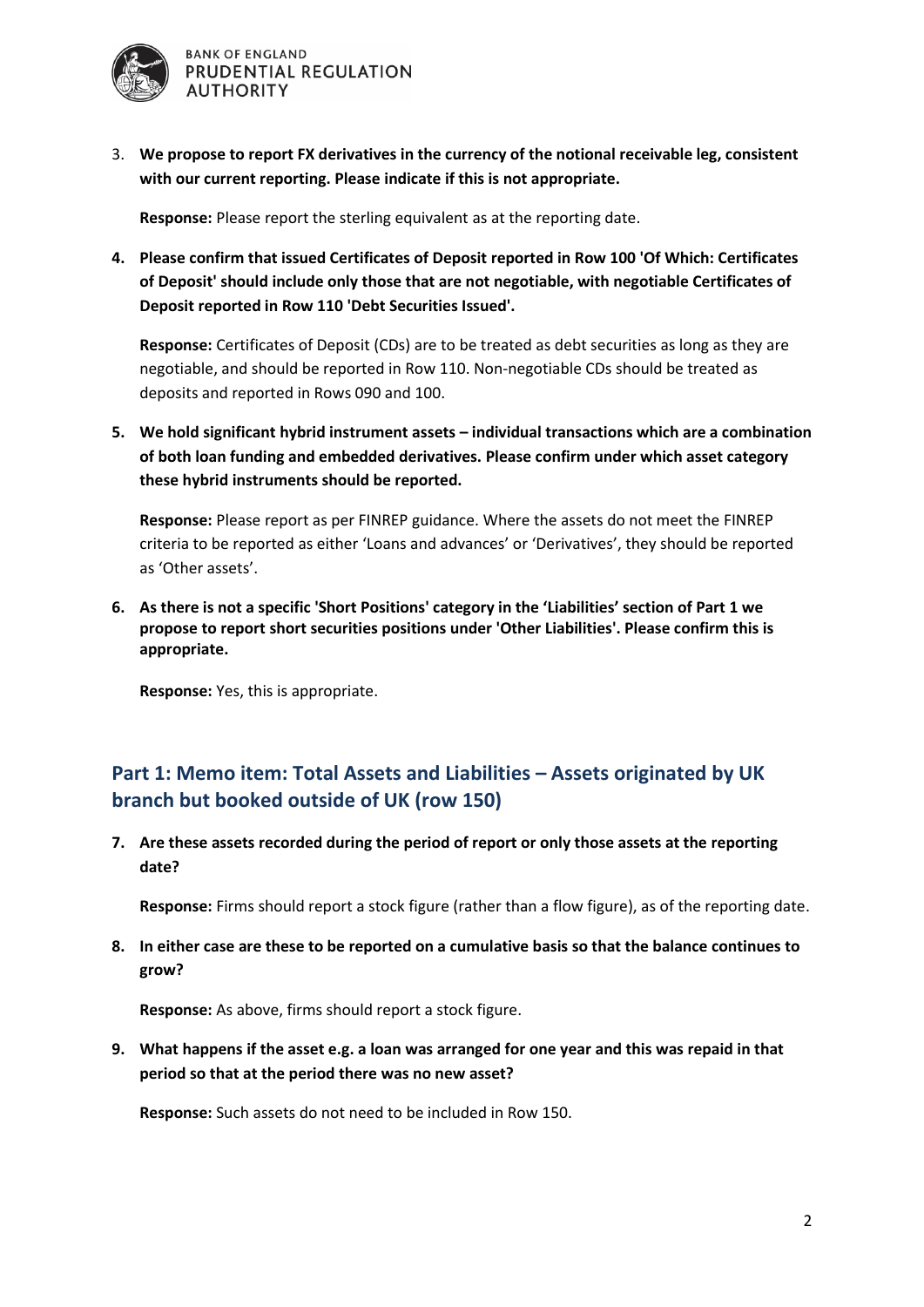3. **We propose to report FX derivatives in the currency of the notional receivable leg, consistent with our current reporting. Please indicate if this is not appropriate.**

   **Response:** Please report the sterling equivalent as at the reporting date.

4. **Please confirm that issued Certificates of Deposit reported in Row 100 'Of Which: Certificates of Deposit' should include only those that are not negotiable, with negotiable Certificates of Deposit reported in Row 110 'Debt Securities Issued'.**

   **Response:** Certificates of Deposit (CDs) are to be treated as debt securities as long as they are negotiable, and should be reported in Row 110. Non-negotiable CDs should be treated as deposits and reported in Rows 090 and 100.

5. **We hold significant hybrid instrument assets – individual transactions which are a combination of both loan funding and embedded derivatives. Please confirm under which asset category these hybrid instruments should be reported.**

   **Response:** Please report as per FINREP guidance. Where the assets do not meet the FINREP criteria to be reported as either 'Loans and advances' or 'Derivatives', they should be reported as 'Other assets'.

6. **As there is not a specific 'Short Positions' category in the 'Liabilities' section of Part 1 we propose to report short securities positions under 'Other Liabilities'. Please confirm this is appropriate.**

   **Response:** Yes, this is appropriate.

## Part 1: Memo item: Total Assets and Liabilities – Assets originated by UK branch but booked outside of UK (row 150)

7. **Are these assets recorded during the period of report or only those assets at the reporting date?**

   **Response:** Firms should report a stock figure (rather than a flow figure), as of the reporting date.

8. **In either case are these to be reported on a cumulative basis so that the balance continues to grow?**

   **Response:** As above, firms should report a stock figure.

9. **What happens if the asset e.g. a loan was arranged for one year and this was repaid in that period so that at the period there was no new asset?**

   **Response:** Such assets do not need to be included in Row 150.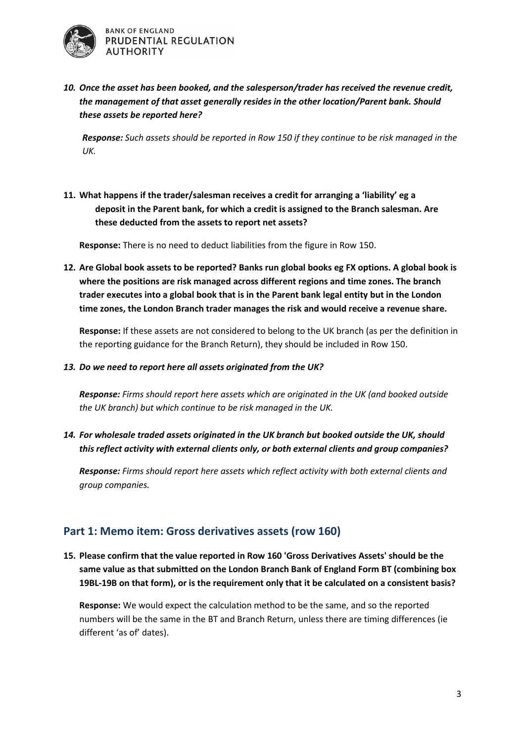*10. Once the asset has been booked, and the salesperson/trader has received the revenue credit, the management of that asset generally resides in the other location/Parent bank. Should these assets be reported here?*

***Response:*** *Such assets should be reported in Row 150 if they continue to be risk managed in the UK.*

**11. What happens if the trader/salesman receives a credit for arranging a 'liability' eg a deposit in the Parent bank, for which a credit is assigned to the Branch salesman. Are these deducted from the assets to report net assets?**

**Response:** There is no need to deduct liabilities from the figure in Row 150.

**12. Are Global book assets to be reported? Banks run global books eg FX options. A global book is where the positions are risk managed across different regions and time zones. The branch trader executes into a global book that is in the Parent bank legal entity but in the London time zones, the London Branch trader manages the risk and would receive a revenue share.**

**Response:** If these assets are not considered to belong to the UK branch (as per the definition in the reporting guidance for the Branch Return), they should be included in Row 150.

*13. Do we need to report here all assets originated from the UK?*

***Response:*** *Firms should report here assets which are originated in the UK (and booked outside the UK branch) but which continue to be risk managed in the UK.*

*14. For wholesale traded assets originated in the UK branch but booked outside the UK, should this reflect activity with external clients only, or both external clients and group companies?*

***Response:*** *Firms should report here assets which reflect activity with both external clients and group companies.*

## Part 1: Memo item: Gross derivatives assets (row 160)

**15. Please confirm that the value reported in Row 160 'Gross Derivatives Assets' should be the same value as that submitted on the London Branch Bank of England Form BT (combining box 19BL-19B on that form), or is the requirement only that it be calculated on a consistent basis?**

**Response:** We would expect the calculation method to be the same, and so the reported numbers will be the same in the BT and Branch Return, unless there are timing differences (ie different 'as of' dates).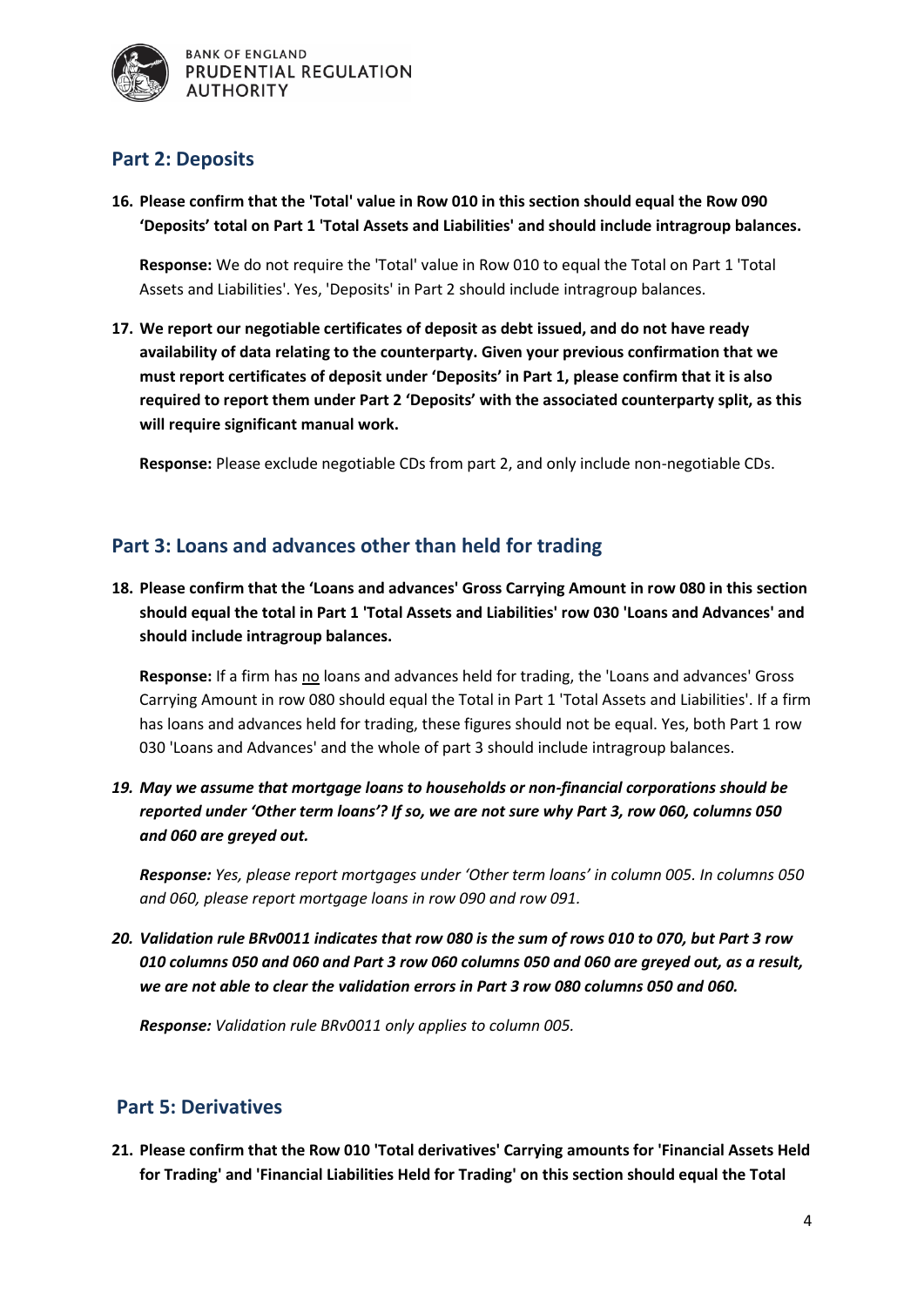## Part 2: Deposits

**16. Please confirm that the 'Total' value in Row 010 in this section should equal the Row 090 'Deposits' total on Part 1 'Total Assets and Liabilities' and should include intragroup balances.**

**Response:** We do not require the 'Total' value in Row 010 to equal the Total on Part 1 'Total Assets and Liabilities'. Yes, 'Deposits' in Part 2 should include intragroup balances.

**17. We report our negotiable certificates of deposit as debt issued, and do not have ready availability of data relating to the counterparty. Given your previous confirmation that we must report certificates of deposit under 'Deposits' in Part 1, please confirm that it is also required to report them under Part 2 'Deposits' with the associated counterparty split, as this will require significant manual work.**

**Response:** Please exclude negotiable CDs from part 2, and only include non-negotiable CDs.

## Part 3: Loans and advances other than held for trading

**18. Please confirm that the 'Loans and advances' Gross Carrying Amount in row 080 in this section should equal the total in Part 1 'Total Assets and Liabilities' row 030 'Loans and Advances' and should include intragroup balances.**

**Response:** If a firm has <u>no</u> loans and advances held for trading, the 'Loans and advances' Gross Carrying Amount in row 080 should equal the Total in Part 1 'Total Assets and Liabilities'. If a firm has loans and advances held for trading, these figures should not be equal. Yes, both Part 1 row 030 'Loans and Advances' and the whole of part 3 should include intragroup balances.

***19. May we assume that mortgage loans to households or non-financial corporations should be reported under 'Other term loans'? If so, we are not sure why Part 3, row 060, columns 050 and 060 are greyed out.***

***Response:*** *Yes, please report mortgages under 'Other term loans' in column 005. In columns 050 and 060, please report mortgage loans in row 090 and row 091.*

***20. Validation rule BRv0011 indicates that row 080 is the sum of rows 010 to 070, but Part 3 row 010 columns 050 and 060 and Part 3 row 060 columns 050 and 060 are greyed out, as a result, we are not able to clear the validation errors in Part 3 row 080 columns 050 and 060.***

***Response:*** *Validation rule BRv0011 only applies to column 005.*

## Part 5: Derivatives

**21. Please confirm that the Row 010 'Total derivatives' Carrying amounts for 'Financial Assets Held for Trading' and 'Financial Liabilities Held for Trading' on this section should equal the Total**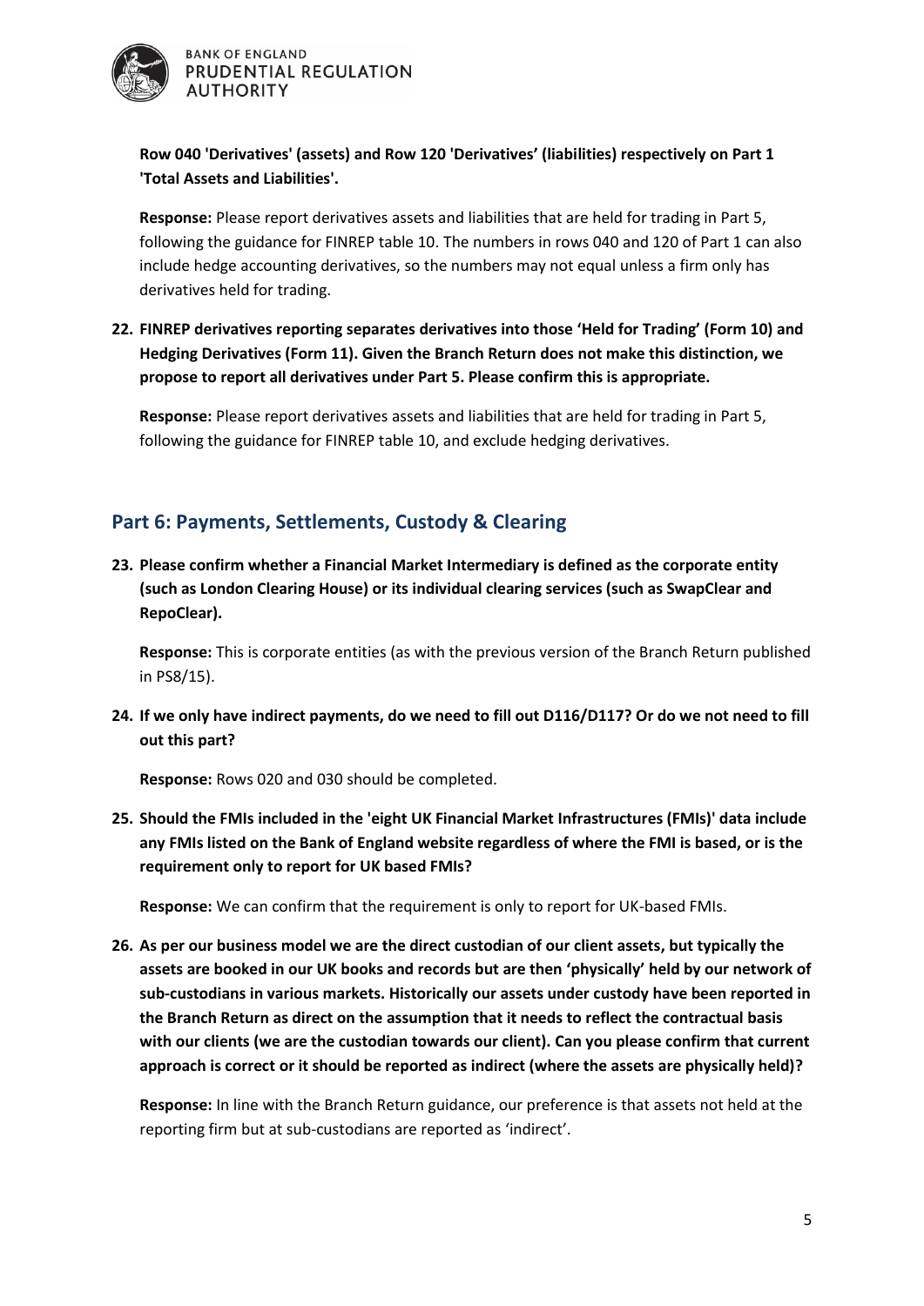**Row 040 'Derivatives' (assets) and Row 120 'Derivatives' (liabilities) respectively on Part 1 'Total Assets and Liabilities'.**

**Response:** Please report derivatives assets and liabilities that are held for trading in Part 5, following the guidance for FINREP table 10. The numbers in rows 040 and 120 of Part 1 can also include hedge accounting derivatives, so the numbers may not equal unless a firm only has derivatives held for trading.

22. **FINREP derivatives reporting separates derivatives into those 'Held for Trading' (Form 10) and Hedging Derivatives (Form 11). Given the Branch Return does not make this distinction, we propose to report all derivatives under Part 5. Please confirm this is appropriate.**

    **Response:** Please report derivatives assets and liabilities that are held for trading in Part 5, following the guidance for FINREP table 10, and exclude hedging derivatives.

## Part 6: Payments, Settlements, Custody & Clearing

23. **Please confirm whether a Financial Market Intermediary is defined as the corporate entity (such as London Clearing House) or its individual clearing services (such as SwapClear and RepoClear).**

    **Response:** This is corporate entities (as with the previous version of the Branch Return published in PS8/15).

24. **If we only have indirect payments, do we need to fill out D116/D117? Or do we not need to fill out this part?**

    **Response:** Rows 020 and 030 should be completed.

25. **Should the FMIs included in the 'eight UK Financial Market Infrastructures (FMIs)' data include any FMIs listed on the Bank of England website regardless of where the FMI is based, or is the requirement only to report for UK based FMIs?**

    **Response:** We can confirm that the requirement is only to report for UK-based FMIs.

26. **As per our business model we are the direct custodian of our client assets, but typically the assets are booked in our UK books and records but are then 'physically' held by our network of sub-custodians in various markets. Historically our assets under custody have been reported in the Branch Return as direct on the assumption that it needs to reflect the contractual basis with our clients (we are the custodian towards our client). Can you please confirm that current approach is correct or it should be reported as indirect (where the assets are physically held)?**

    **Response:** In line with the Branch Return guidance, our preference is that assets not held at the reporting firm but at sub-custodians are reported as 'indirect'.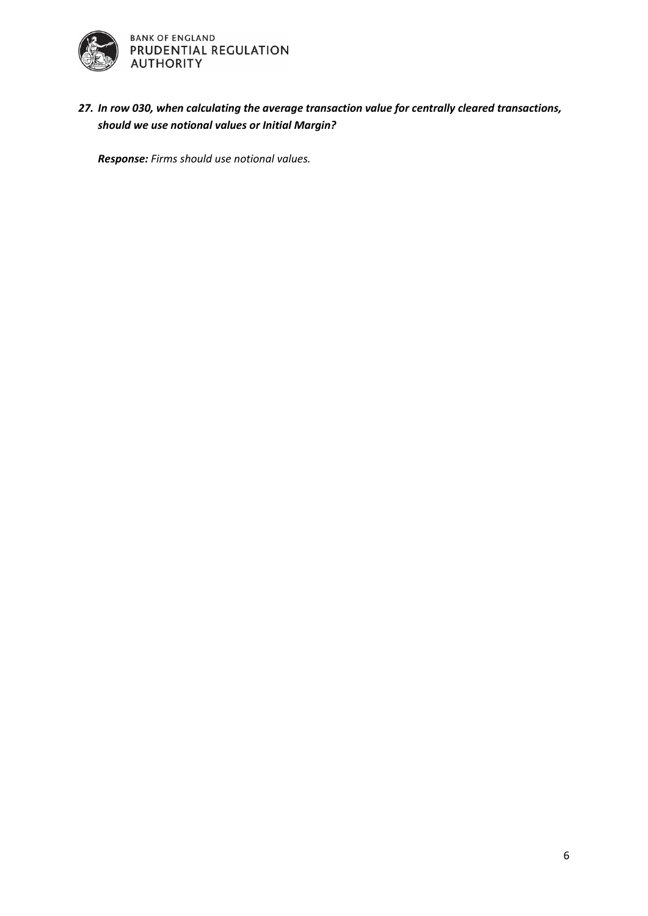***27. In row 030, when calculating the average transaction value for centrally cleared transactions, should we use notional values or Initial Margin?***

***Response:*** *Firms should use notional values.*